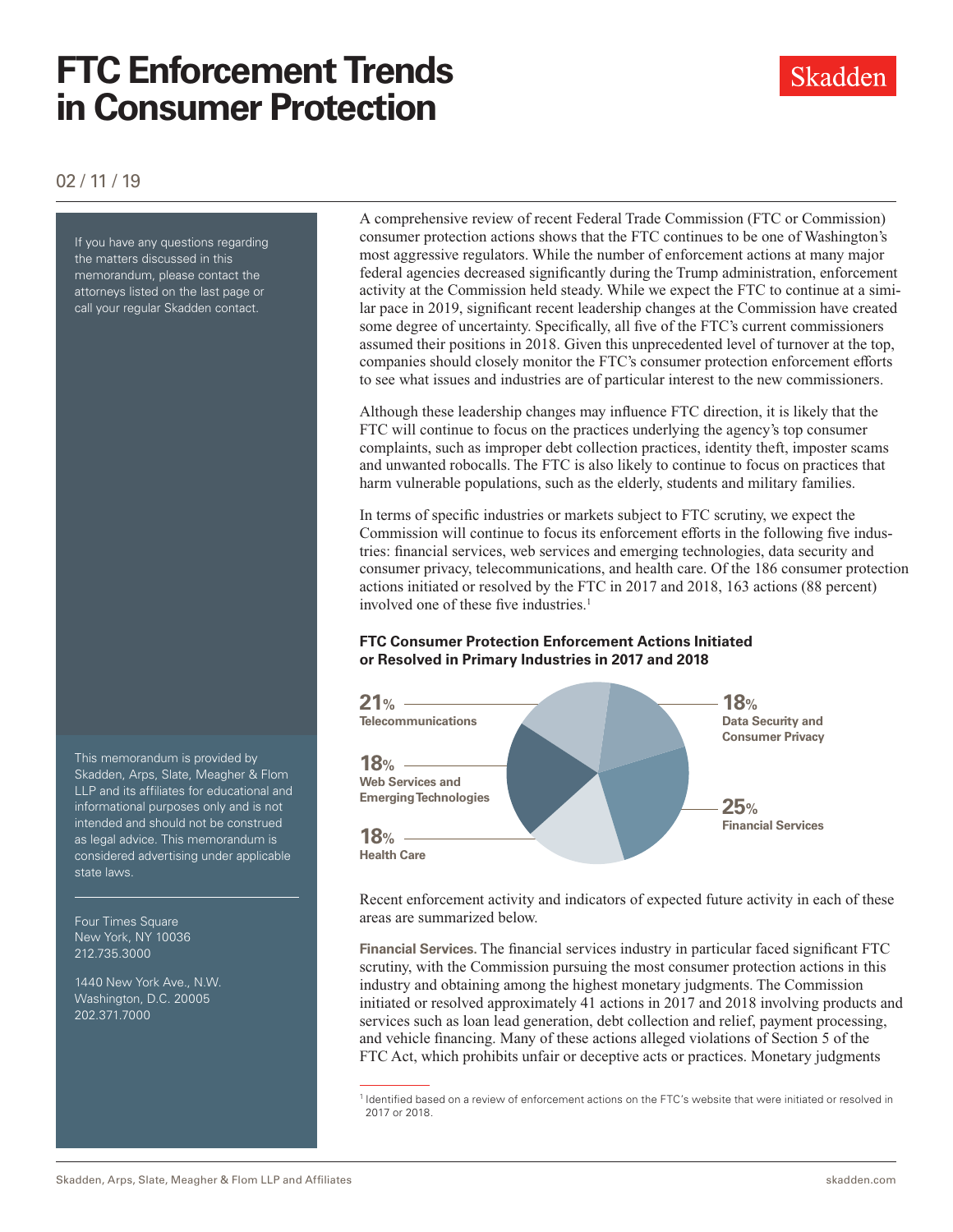# FTC Enforcement Trends in Consumer Protection

Skadden

02 / 11 / 19

If you have any questions regarding the matters discussed in this memorandum, please contact the attorneys listed on the last page or call your regular Skadden contact.

This memorandum is provided by Skadden, Arps, Slate, Meagher & Flom LLP and its affiliates for educational and informational purposes only and is not intended and should not be construed as legal advice. This memorandum is considered advertising under applicable state laws.

Four Times Square
New York, NY 10036
212.735.3000

1440 New York Ave., N.W.
Washington, D.C. 20005
202.371.7000

A comprehensive review of recent Federal Trade Commission (FTC or Commission) consumer protection actions shows that the FTC continues to be one of Washington's most aggressive regulators. While the number of enforcement actions at many major federal agencies decreased significantly during the Trump administration, enforcement activity at the Commission held steady. While we expect the FTC to continue at a similar pace in 2019, significant recent leadership changes at the Commission have created some degree of uncertainty. Specifically, all five of the FTC's current commissioners assumed their positions in 2018. Given this unprecedented level of turnover at the top, companies should closely monitor the FTC's consumer protection enforcement efforts to see what issues and industries are of particular interest to the new commissioners.

Although these leadership changes may influence FTC direction, it is likely that the FTC will continue to focus on the practices underlying the agency's top consumer complaints, such as improper debt collection practices, identity theft, imposter scams and unwanted robocalls. The FTC is also likely to continue to focus on practices that harm vulnerable populations, such as the elderly, students and military families.

In terms of specific industries or markets subject to FTC scrutiny, we expect the Commission will continue to focus its enforcement efforts in the following five industries: financial services, web services and emerging technologies, data security and consumer privacy, telecommunications, and health care. Of the 186 consumer protection actions initiated or resolved by the FTC in 2017 and 2018, 163 actions (88 percent) involved one of these five industries.[1]

**FTC Consumer Protection Enforcement Actions Initiated or Resolved in Primary Industries in 2017 and 2018**

| Industry | Share |
|---|---|
| Telecommunications | 21% |
| Web Services and Emerging Technologies | 18% |
| Health Care | 18% |
| Data Security and Consumer Privacy | 18% |
| Financial Services | 25% |

Recent enforcement activity and indicators of expected future activity in each of these areas are summarized below.

**Financial Services.** The financial services industry in particular faced significant FTC scrutiny, with the Commission pursuing the most consumer protection actions in this industry and obtaining among the highest monetary judgments. The Commission initiated or resolved approximately 41 actions in 2017 and 2018 involving products and services such as loan lead generation, debt collection and relief, payment processing, and vehicle financing. Many of these actions alleged violations of Section 5 of the FTC Act, which prohibits unfair or deceptive acts or practices. Monetary judgments

[1] Identified based on a review of enforcement actions on the FTC's website that were initiated or resolved in 2017 or 2018.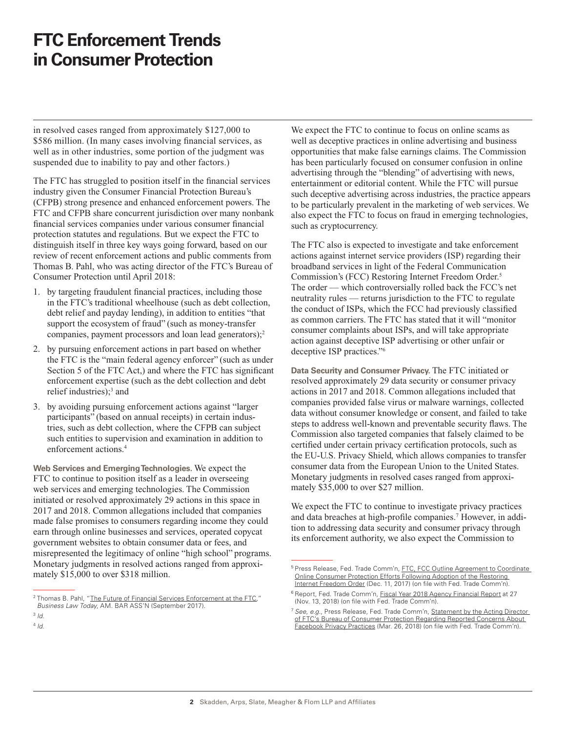in resolved cases ranged from approximately $127,000 to $586 million. (In many cases involving financial services, as well as in other industries, some portion of the judgment was suspended due to inability to pay and other factors.)

The FTC has struggled to position itself in the financial services industry given the Consumer Financial Protection Bureau's (CFPB) strong presence and enhanced enforcement powers. The FTC and CFPB share concurrent jurisdiction over many nonbank financial services companies under various consumer financial protection statutes and regulations. But we expect the FTC to distinguish itself in three key ways going forward, based on our review of recent enforcement actions and public comments from Thomas B. Pahl, who was acting director of the FTC's Bureau of Consumer Protection until April 2018:

1. by targeting fraudulent financial practices, including those in the FTC's traditional wheelhouse (such as debt collection, debt relief and payday lending), in addition to entities "that support the ecosystem of fraud" (such as money-transfer companies, payment processors and loan lead generators);[2]
2. by pursuing enforcement actions in part based on whether the FTC is the "main federal agency enforcer" (such as under Section 5 of the FTC Act,) and where the FTC has significant enforcement expertise (such as the debt collection and debt relief industries);[3] and
3. by avoiding pursuing enforcement actions against "larger participants" (based on annual receipts) in certain industries, such as debt collection, where the CFPB can subject such entities to supervision and examination in addition to enforcement actions.[4]

**Web Services and Emerging Technologies.** We expect the FTC to continue to position itself as a leader in overseeing web services and emerging technologies. The Commission initiated or resolved approximately 29 actions in this space in 2017 and 2018. Common allegations included that companies made false promises to consumers regarding income they could earn through online businesses and services, operated copycat government websites to obtain consumer data or fees, and misrepresented the legitimacy of online "high school" programs. Monetary judgments in resolved actions ranged from approximately $15,000 to over $318 million.

We expect the FTC to continue to focus on online scams as well as deceptive practices in online advertising and business opportunities that make false earnings claims. The Commission has been particularly focused on consumer confusion in online advertising through the "blending" of advertising with news, entertainment or editorial content. While the FTC will pursue such deceptive advertising across industries, the practice appears to be particularly prevalent in the marketing of web services. We also expect the FTC to focus on fraud in emerging technologies, such as cryptocurrency.

The FTC also is expected to investigate and take enforcement actions against internet service providers (ISP) regarding their broadband services in light of the Federal Communication Commission's (FCC) Restoring Internet Freedom Order.[5] The order — which controversially rolled back the FCC's net neutrality rules — returns jurisdiction to the FTC to regulate the conduct of ISPs, which the FCC had previously classified as common carriers. The FTC has stated that it will "monitor consumer complaints about ISPs, and will take appropriate action against deceptive ISP advertising or other unfair or deceptive ISP practices."[6]

**Data Security and Consumer Privacy.** The FTC initiated or resolved approximately 29 data security or consumer privacy actions in 2017 and 2018. Common allegations included that companies provided false virus or malware warnings, collected data without consumer knowledge or consent, and failed to take steps to address well-known and preventable security flaws. The Commission also targeted companies that falsely claimed to be certified under certain privacy certification protocols, such as the EU-U.S. Privacy Shield, which allows companies to transfer consumer data from the European Union to the United States. Monetary judgments in resolved cases ranged from approximately $35,000 to over $27 million.

We expect the FTC to continue to investigate privacy practices and data breaches at high-profile companies.[7] However, in addition to addressing data security and consumer privacy through its enforcement authority, we also expect the Commission to

---

[2] Thomas B. Pahl, "The Future of Financial Services Enforcement at the FTC," *Business Law Today*, AM. BAR ASS'N (September 2017).

[3] *Id.*

[4] *Id.*

[5] Press Release, Fed. Trade Comm'n, FTC, FCC Outline Agreement to Coordinate Online Consumer Protection Efforts Following Adoption of the Restoring Internet Freedom Order (Dec. 11, 2017) (on file with Fed. Trade Comm'n).

[6] Report, Fed. Trade Comm'n, Fiscal Year 2018 Agency Financial Report at 27 (Nov. 13, 2018) (on file with Fed. Trade Comm'n).

[7] *See, e.g.*, Press Release, Fed. Trade Comm'n, Statement by the Acting Director of FTC's Bureau of Consumer Protection Regarding Reported Concerns About Facebook Privacy Practices (Mar. 26, 2018) (on file with Fed. Trade Comm'n).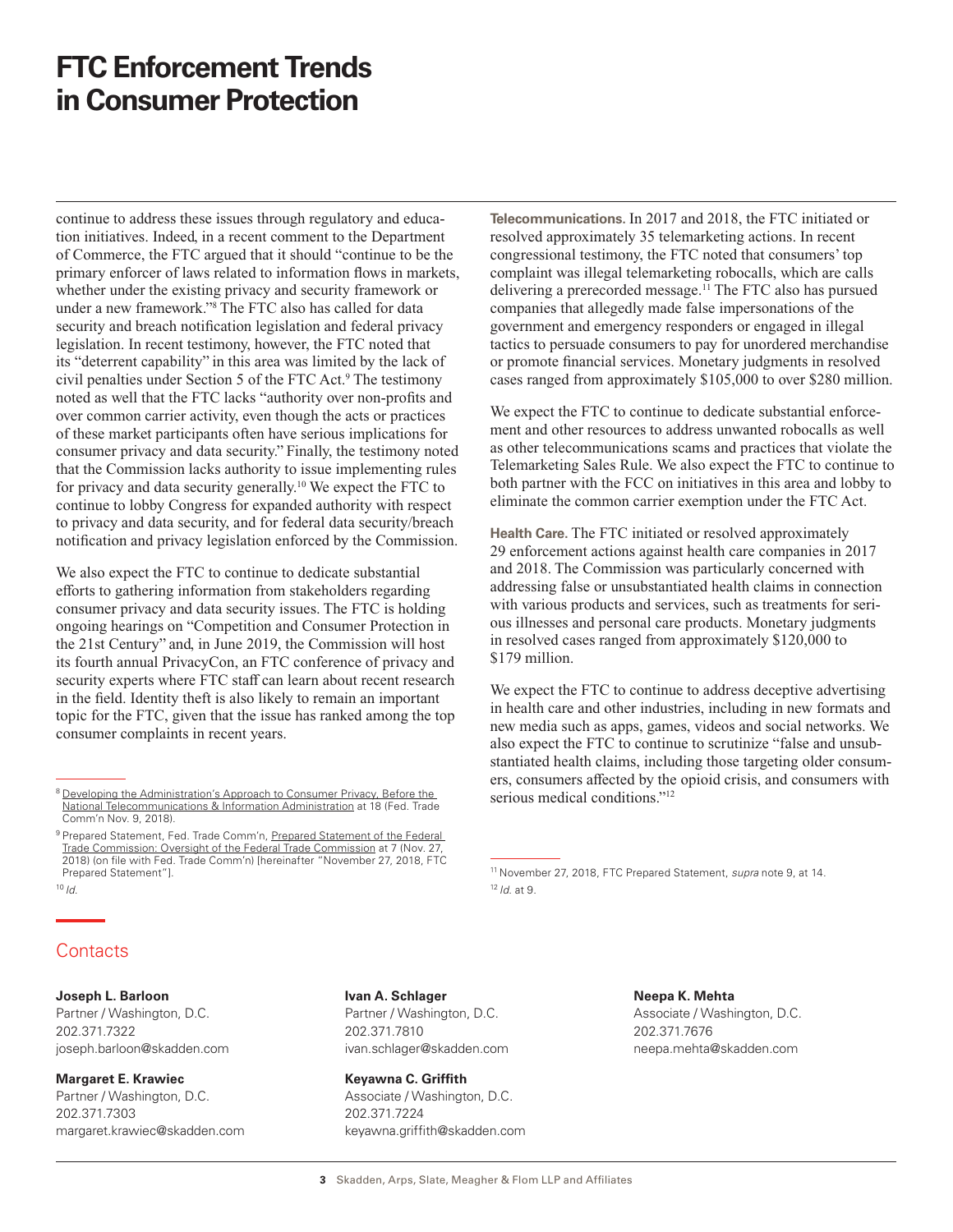continue to address these issues through regulatory and education initiatives. Indeed, in a recent comment to the Department of Commerce, the FTC argued that it should "continue to be the primary enforcer of laws related to information flows in markets, whether under the existing privacy and security framework or under a new framework."[8] The FTC also has called for data security and breach notification legislation and federal privacy legislation. In recent testimony, however, the FTC noted that its "deterrent capability" in this area was limited by the lack of civil penalties under Section 5 of the FTC Act.[9] The testimony noted as well that the FTC lacks "authority over non-profits and over common carrier activity, even though the acts or practices of these market participants often have serious implications for consumer privacy and data security." Finally, the testimony noted that the Commission lacks authority to issue implementing rules for privacy and data security generally.[10] We expect the FTC to continue to lobby Congress for expanded authority with respect to privacy and data security, and for federal data security/breach notification and privacy legislation enforced by the Commission.

We also expect the FTC to continue to dedicate substantial efforts to gathering information from stakeholders regarding consumer privacy and data security issues. The FTC is holding ongoing hearings on "Competition and Consumer Protection in the 21st Century" and, in June 2019, the Commission will host its fourth annual PrivacyCon, an FTC conference of privacy and security experts where FTC staff can learn about recent research in the field. Identity theft is also likely to remain an important topic for the FTC, given that the issue has ranked among the top consumer complaints in recent years.

[8] Developing the Administration's Approach to Consumer Privacy, Before the National Telecommunications & Information Administration at 18 (Fed. Trade Comm'n Nov. 9, 2018).

[9] Prepared Statement, Fed. Trade Comm'n, Prepared Statement of the Federal Trade Commission: Oversight of the Federal Trade Commission at 7 (Nov. 27, 2018) (on file with Fed. Trade Comm'n) [hereinafter "November 27, 2018, FTC Prepared Statement"].

[10] *Id.*

**Telecommunications.** In 2017 and 2018, the FTC initiated or resolved approximately 35 telemarketing actions. In recent congressional testimony, the FTC noted that consumers' top complaint was illegal telemarketing robocalls, which are calls delivering a prerecorded message.[11] The FTC also has pursued companies that allegedly made false impersonations of the government and emergency responders or engaged in illegal tactics to persuade consumers to pay for unordered merchandise or promote financial services. Monetary judgments in resolved cases ranged from approximately $105,000 to over $280 million.

We expect the FTC to continue to dedicate substantial enforcement and other resources to address unwanted robocalls as well as other telecommunications scams and practices that violate the Telemarketing Sales Rule. We also expect the FTC to continue to both partner with the FCC on initiatives in this area and lobby to eliminate the common carrier exemption under the FTC Act.

**Health Care.** The FTC initiated or resolved approximately 29 enforcement actions against health care companies in 2017 and 2018. The Commission was particularly concerned with addressing false or unsubstantiated health claims in connection with various products and services, such as treatments for serious illnesses and personal care products. Monetary judgments in resolved cases ranged from approximately $120,000 to $179 million.

We expect the FTC to continue to address deceptive advertising in health care and other industries, including in new formats and new media such as apps, games, videos and social networks. We also expect the FTC to continue to scrutinize "false and unsubstantiated health claims, including those targeting older consumers, consumers affected by the opioid crisis, and consumers with serious medical conditions."[12]

[11] November 27, 2018, FTC Prepared Statement, *supra* note 9, at 14.

[12] *Id.* at 9.

## Contacts

**Joseph L. Barloon**
Partner / Washington, D.C.
202.371.7322
joseph.barloon@skadden.com

**Margaret E. Krawiec**
Partner / Washington, D.C.
202.371.7303
margaret.krawiec@skadden.com

**Ivan A. Schlager**
Partner / Washington, D.C.
202.371.7810
ivan.schlager@skadden.com

**Keyawna C. Griffith**
Associate / Washington, D.C.
202.371.7224
keyawna.griffith@skadden.com

**Neepa K. Mehta**
Associate / Washington, D.C.
202.371.7676
neepa.mehta@skadden.com